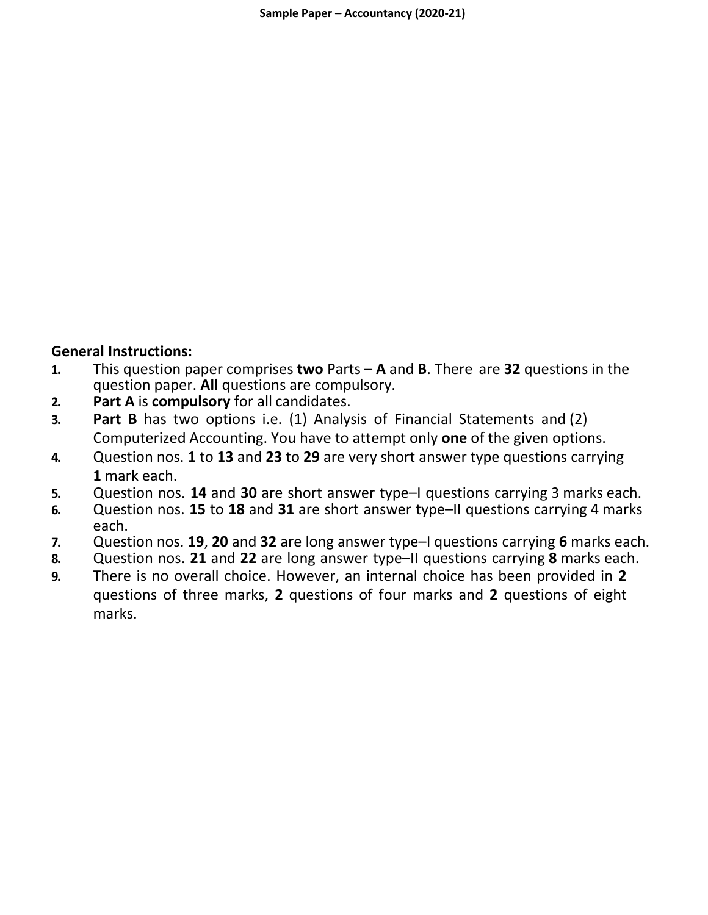**Sample Paper – Accountancy (2020-21)**

**General Instructions:**

1. This question paper comprises **two** Parts – **A** and **B**. There are **32** questions in the question paper. **All** questions are compulsory.
2. **Part A** is **compulsory** for all candidates.
3. **Part B** has two options i.e. (1) Analysis of Financial Statements and (2) Computerized Accounting. You have to attempt only **one** of the given options.
4. Question nos. **1** to **13** and **23** to **29** are very short answer type questions carrying **1** mark each.
5. Question nos. **14** and **30** are short answer type–I questions carrying 3 marks each.
6. Question nos. **15** to **18** and **31** are short answer type–II questions carrying 4 marks each.
7. Question nos. **19**, **20** and **32** are long answer type–I questions carrying **6** marks each.
8. Question nos. **21** and **22** are long answer type–II questions carrying **8** marks each.
9. There is no overall choice. However, an internal choice has been provided in **2** questions of three marks, **2** questions of four marks and **2** questions of eight marks.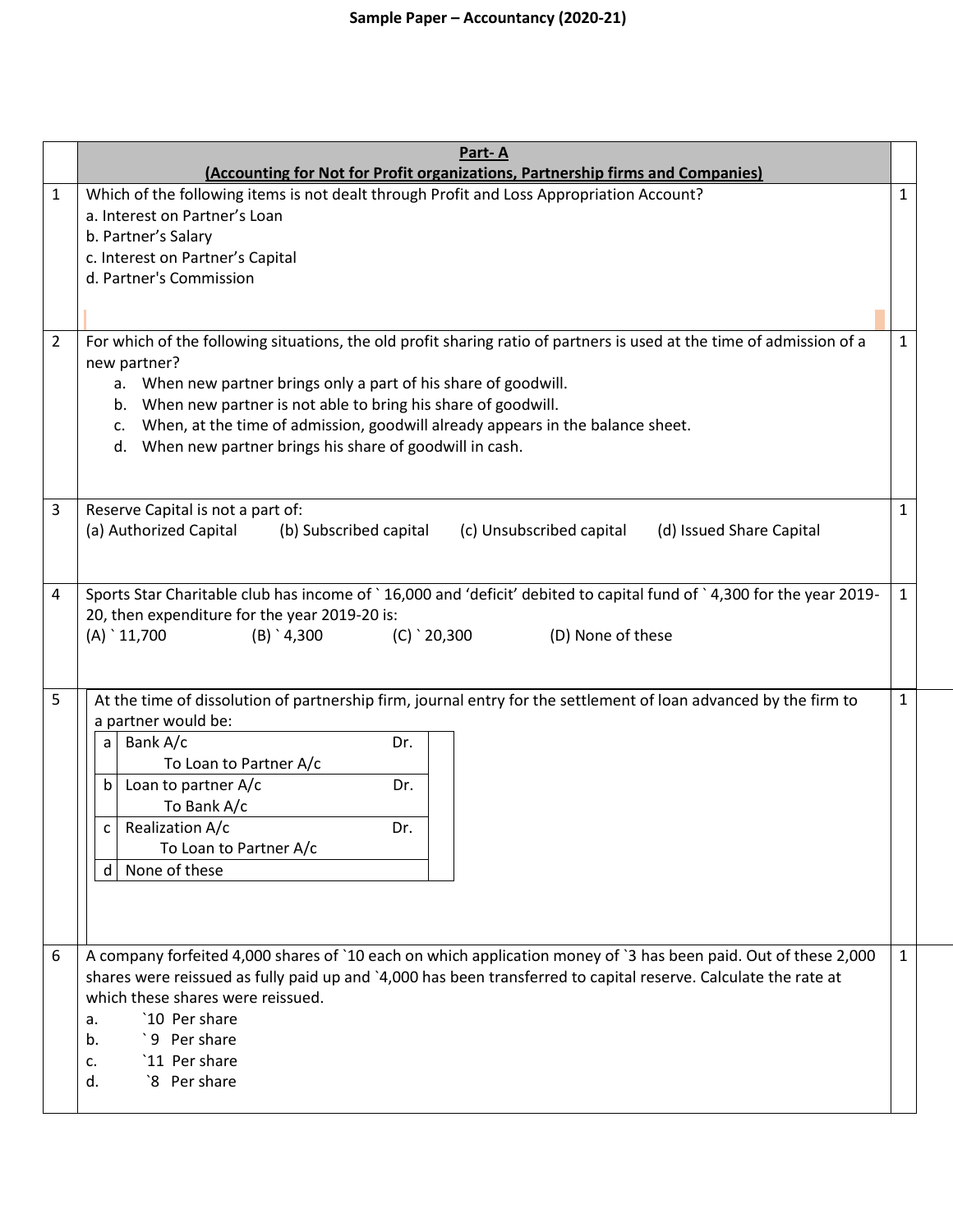## Part- A

**(Accounting for Not for Profit organizations, Partnership firms and Companies)**

1. Which of the following items is not dealt through Profit and Loss Appropriation Account? **(1)**
   a. Interest on Partner's Loan
   b. Partner's Salary
   c. Interest on Partner's Capital
   d. Partner's Commission

2. For which of the following situations, the old profit sharing ratio of partners is used at the time of admission of a new partner? **(1)**
   a. When new partner brings only a part of his share of goodwill.
   b. When new partner is not able to bring his share of goodwill.
   c. When, at the time of admission, goodwill already appears in the balance sheet.
   d. When new partner brings his share of goodwill in cash.

3. Reserve Capital is not a part of: **(1)**
   (a) Authorized Capital (b) Subscribed capital (c) Unsubscribed capital (d) Issued Share Capital

4. Sports Star Charitable club has income of ` 16,000 and 'deficit' debited to capital fund of ` 4,300 for the year 2019-20, then expenditure for the year 2019-20 is: **(1)**
   (A) ` 11,700 (B) ` 4,300 (C) ` 20,300 (D) None of these

5. At the time of dissolution of partnership firm, journal entry for the settlement of loan advanced by the firm to a partner would be: **(1)**

| | | |
|---|---|---|
| a | Bank A/c<br>To Loan to Partner A/c | Dr. |
| b | Loan to partner A/c<br>To Bank A/c | Dr. |
| c | Realization A/c<br>To Loan to Partner A/c | Dr. |
| d | None of these | |

6. A company forfeited 4,000 shares of `10 each on which application money of `3 has been paid. Out of these 2,000 shares were reissued as fully paid up and `4,000 has been transferred to capital reserve. Calculate the rate at which these shares were reissued. **(1)**
   a. `10 Per share
   b. `9 Per share
   c. `11 Per share
   d. `8 Per share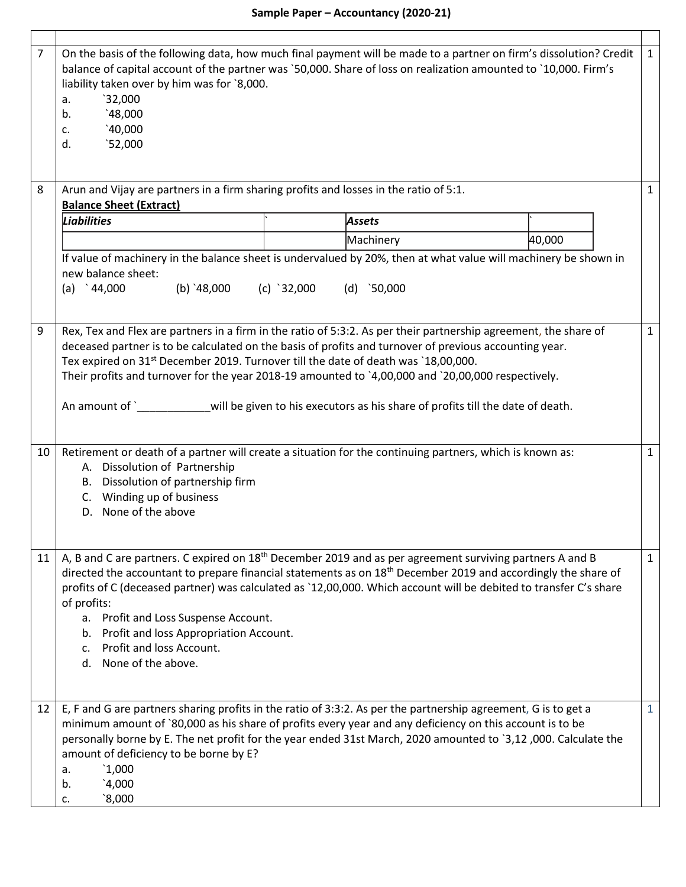Sample Paper – Accountancy (2020-21)

| | | |
|---|---|---|
| 7 | On the basis of the following data, how much final payment will be made to a partner on firm's dissolution? Credit balance of capital account of the partner was `50,000. Share of loss on realization amounted to `10,000. Firm's liability taken over by him was for `8,000.<br>a. `32,000<br>b. `48,000<br>c. `40,000<br>d. `52,000 | 1 |
| 8 | Arun and Vijay are partners in a firm sharing profits and losses in the ratio of 5:1.<br>**Balance Sheet (Extract)**<br>*Liabilities* \| ` \| *Assets* \| `<br> \| \| Machinery \| 40,000<br>If value of machinery in the balance sheet is undervalued by 20%, then at what value will machinery be shown in new balance sheet:<br>(a) ` 44,000 (b) `48,000 (c) `32,000 (d) `50,000 | 1 |
| 9 | Rex, Tex and Flex are partners in a firm in the ratio of 5:3:2. As per their partnership agreement, the share of deceased partner is to be calculated on the basis of profits and turnover of previous accounting year.<br>Tex expired on 31st December 2019. Turnover till the date of death was `18,00,000.<br>Their profits and turnover for the year 2018-19 amounted to `4,00,000 and `20,00,000 respectively.<br><br>An amount of `____________will be given to his executors as his share of profits till the date of death. | 1 |
| 10 | Retirement or death of a partner will create a situation for the continuing partners, which is known as:<br>A. Dissolution of Partnership<br>B. Dissolution of partnership firm<br>C. Winding up of business<br>D. None of the above | 1 |
| 11 | A, B and C are partners. C expired on 18th December 2019 and as per agreement surviving partners A and B directed the accountant to prepare financial statements as on 18th December 2019 and accordingly the share of profits of C (deceased partner) was calculated as `12,00,000. Which account will be debited to transfer C's share of profits:<br>a. Profit and Loss Suspense Account.<br>b. Profit and loss Appropriation Account.<br>c. Profit and loss Account.<br>d. None of the above. | 1 |
| 12 | E, F and G are partners sharing profits in the ratio of 3:3:2. As per the partnership agreement, G is to get a minimum amount of `80,000 as his share of profits every year and any deficiency on this account is to be personally borne by E. The net profit for the year ended 31st March, 2020 amounted to `3,12 ,000. Calculate the amount of deficiency to be borne by E?<br>a. `1,000<br>b. `4,000<br>c. `8,000 | 1 |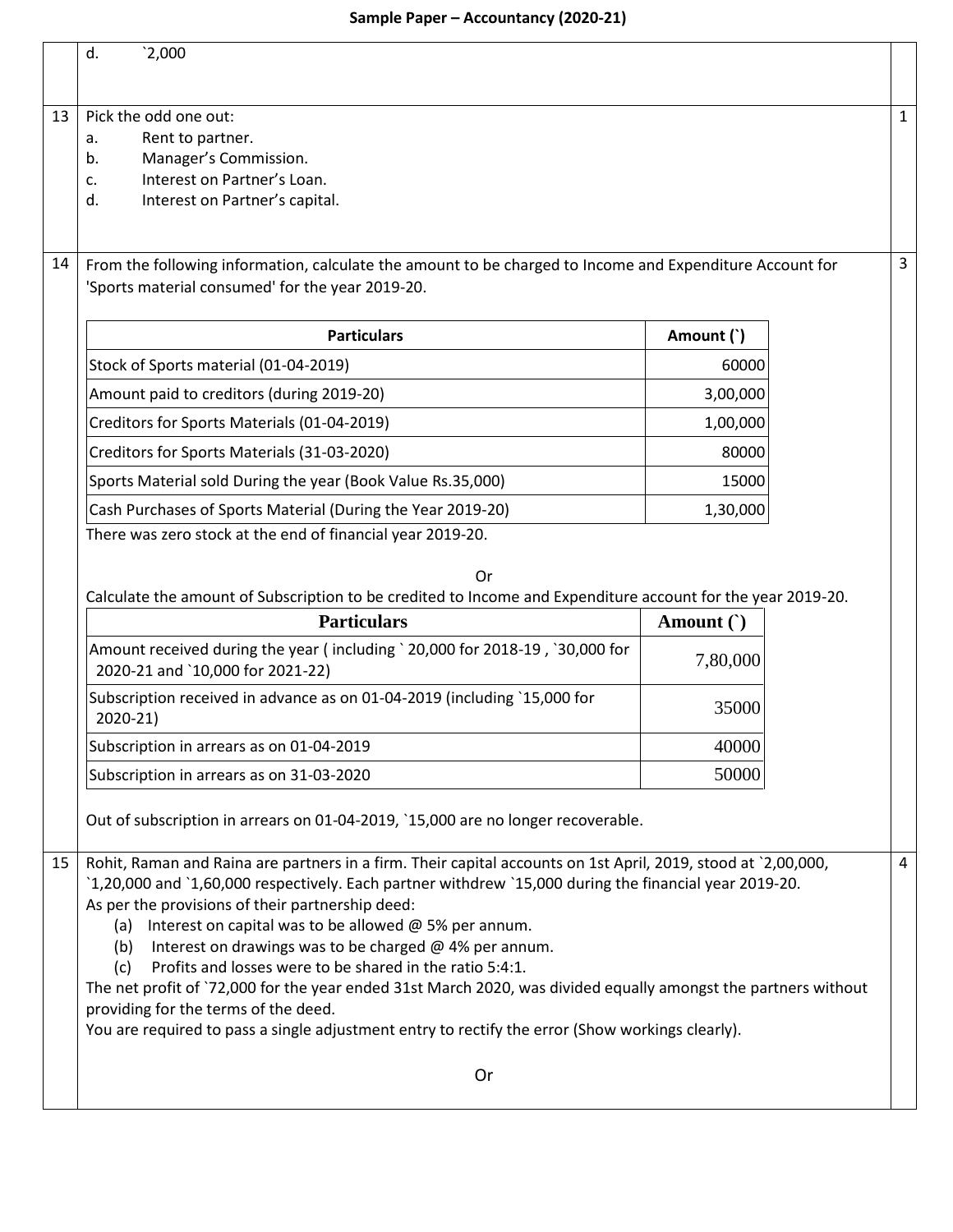d. `2,000

**13** Pick the odd one out: **1**

a. Rent to partner.
b. Manager's Commission.
c. Interest on Partner's Loan.
d. Interest on Partner's capital.

**14** From the following information, calculate the amount to be charged to Income and Expenditure Account for 'Sports material consumed' for the year 2019-20. **3**

| Particulars | Amount (`) |
|---|---|
| Stock of Sports material (01-04-2019) | 60000 |
| Amount paid to creditors (during 2019-20) | 3,00,000 |
| Creditors for Sports Materials (01-04-2019) | 1,00,000 |
| Creditors for Sports Materials (31-03-2020) | 80000 |
| Sports Material sold During the year (Book Value Rs.35,000) | 15000 |
| Cash Purchases of Sports Material (During the Year 2019-20) | 1,30,000 |

There was zero stock at the end of financial year 2019-20.

Or

Calculate the amount of Subscription to be credited to Income and Expenditure account for the year 2019-20.

| Particulars | Amount (`) |
|---|---|
| Amount received during the year ( including ` 20,000 for 2018-19 , `30,000 for 2020-21 and `10,000 for 2021-22) | 7,80,000 |
| Subscription received in advance as on 01-04-2019 (including `15,000 for 2020-21) | 35000 |
| Subscription in arrears as on 01-04-2019 | 40000 |
| Subscription in arrears as on 31-03-2020 | 50000 |

Out of subscription in arrears on 01-04-2019, `15,000 are no longer recoverable.

**15** Rohit, Raman and Raina are partners in a firm. Their capital accounts on 1st April, 2019, stood at `2,00,000, `1,20,000 and `1,60,000 respectively. Each partner withdrew `15,000 during the financial year 2019-20. **4**

As per the provisions of their partnership deed:

(a) Interest on capital was to be allowed @ 5% per annum.
(b) Interest on drawings was to be charged @ 4% per annum.
(c) Profits and losses were to be shared in the ratio 5:4:1.

The net profit of `72,000 for the year ended 31st March 2020, was divided equally amongst the partners without providing for the terms of the deed.

You are required to pass a single adjustment entry to rectify the error (Show workings clearly).

Or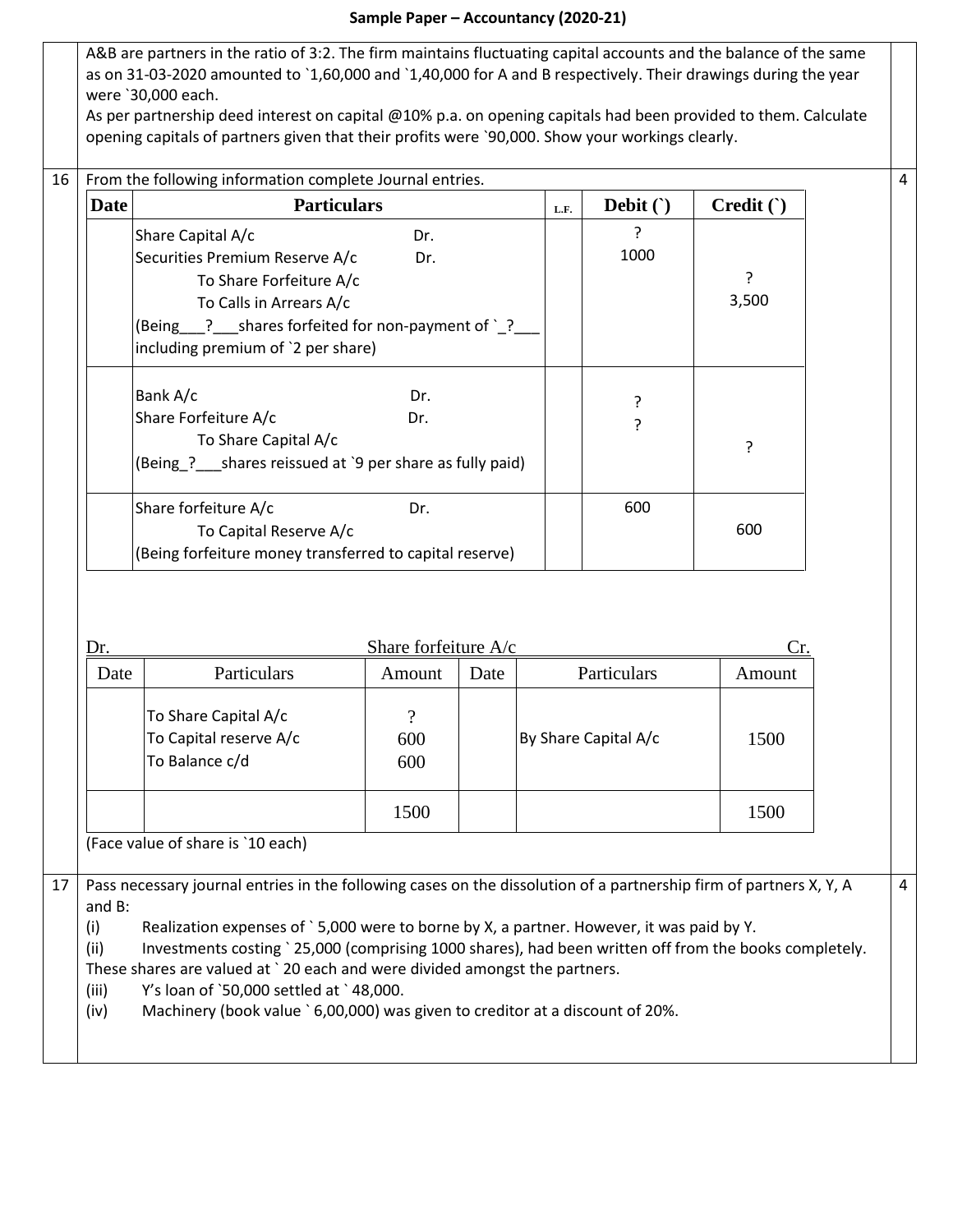A&B are partners in the ratio of 3:2. The firm maintains fluctuating capital accounts and the balance of the same as on 31-03-2020 amounted to `1,60,000 and `1,40,000 for A and B respectively. Their drawings during the year were `30,000 each.

As per partnership deed interest on capital @10% p.a. on opening capitals had been provided to them. Calculate opening capitals of partners given that their profits were `90,000. Show your workings clearly.

**16** From the following information complete Journal entries. **(4)**

| Date | Particulars | L.F. | Debit (`) | Credit (`) |
|---|---|---|---|---|
| | Share Capital A/c Dr.<br>Securities Premium Reserve A/c Dr.<br>To Share Forfeiture A/c<br>To Calls in Arrears A/c<br>(Being___?___shares forfeited for non-payment of `_?___ including premium of `2 per share) | | ?<br>1000 | <br><br>?<br>3,500 |
| | Bank A/c Dr.<br>Share Forfeiture A/c Dr.<br>To Share Capital A/c<br>(Being_?___shares reissued at `9 per share as fully paid) | | ?<br>? | <br><br>? |
| | Share forfeiture A/c Dr.<br>To Capital Reserve A/c<br>(Being forfeiture money transferred to capital reserve) | | 600 | <br>600 |

Dr. Share forfeiture A/c Cr.

| Date | Particulars | Amount | Date | Particulars | Amount |
|---|---|---|---|---|---|
| | To Share Capital A/c<br>To Capital reserve A/c<br>To Balance c/d | ?<br>600<br>600 | | By Share Capital A/c | 1500 |
| | | 1500 | | | 1500 |

(Face value of share is `10 each)

**17** Pass necessary journal entries in the following cases on the dissolution of a partnership firm of partners X, Y, A and B: **(4)**

(i) Realization expenses of ` 5,000 were to borne by X, a partner. However, it was paid by Y.

(ii) Investments costing ` 25,000 (comprising 1000 shares), had been written off from the books completely. These shares are valued at ` 20 each and were divided amongst the partners.

(iii) Y's loan of `50,000 settled at ` 48,000.

(iv) Machinery (book value ` 6,00,000) was given to creditor at a discount of 20%.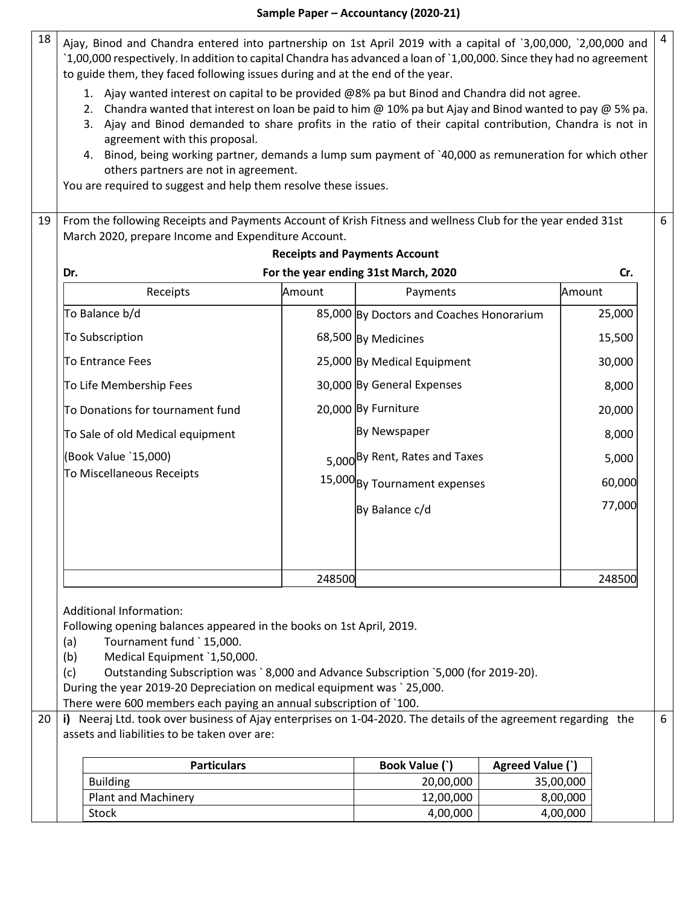**18** Ajay, Binod and Chandra entered into partnership on 1st April 2019 with a capital of `3,00,000, `2,00,000 and `1,00,000 respectively. In addition to capital Chandra has advanced a loan of `1,00,000. Since they had no agreement to guide them, they faced following issues during and at the end of the year. **(4)**

1. Ajay wanted interest on capital to be provided @8% pa but Binod and Chandra did not agree.
2. Chandra wanted that interest on loan be paid to him @ 10% pa but Ajay and Binod wanted to pay @ 5% pa.
3. Ajay and Binod demanded to share profits in the ratio of their capital contribution, Chandra is not in agreement with this proposal.
4. Binod, being working partner, demands a lump sum payment of `40,000 as remuneration for which other others partners are not in agreement.

You are required to suggest and help them resolve these issues.

**19** From the following Receipts and Payments Account of Krish Fitness and wellness Club for the year ended 31st March 2020, prepare Income and Expenditure Account. **(6)**

**Receipts and Payments Account**

**Dr. For the year ending 31st March, 2020 Cr.**

| Receipts | Amount | Payments | Amount |
|---|---|---|---|
| To Balance b/d | 85,000 | By Doctors and Coaches Honorarium | 25,000 |
| To Subscription | 68,500 | By Medicines | 15,500 |
| To Entrance Fees | 25,000 | By Medical Equipment | 30,000 |
| To Life Membership Fees | 30,000 | By General Expenses | 8,000 |
| To Donations for tournament fund | 20,000 | By Furniture | 20,000 |
| To Sale of old Medical equipment | | By Newspaper | 8,000 |
| (Book Value `15,000) | 5,000 | By Rent, Rates and Taxes | 5,000 |
| To Miscellaneous Receipts | 15,000 | By Tournament expenses | 60,000 |
| | | By Balance c/d | 77,000 |
| | 248500 | | 248500 |

Additional Information:
Following opening balances appeared in the books on 1st April, 2019.

(a) Tournament fund ` 15,000.
(b) Medical Equipment `1,50,000.
(c) Outstanding Subscription was ` 8,000 and Advance Subscription `5,000 (for 2019-20).

During the year 2019-20 Depreciation on medical equipment was ` 25,000.
There were 600 members each paying an annual subscription of `100.

**20** **i)** Neeraj Ltd. took over business of Ajay enterprises on 1-04-2020. The details of the agreement regarding the assets and liabilities to be taken over are: **(6)**

| Particulars | Book Value (`) | Agreed Value (`) |
|---|---|---|
| Building | 20,00,000 | 35,00,000 |
| Plant and Machinery | 12,00,000 | 8,00,000 |
| Stock | 4,00,000 | 4,00,000 |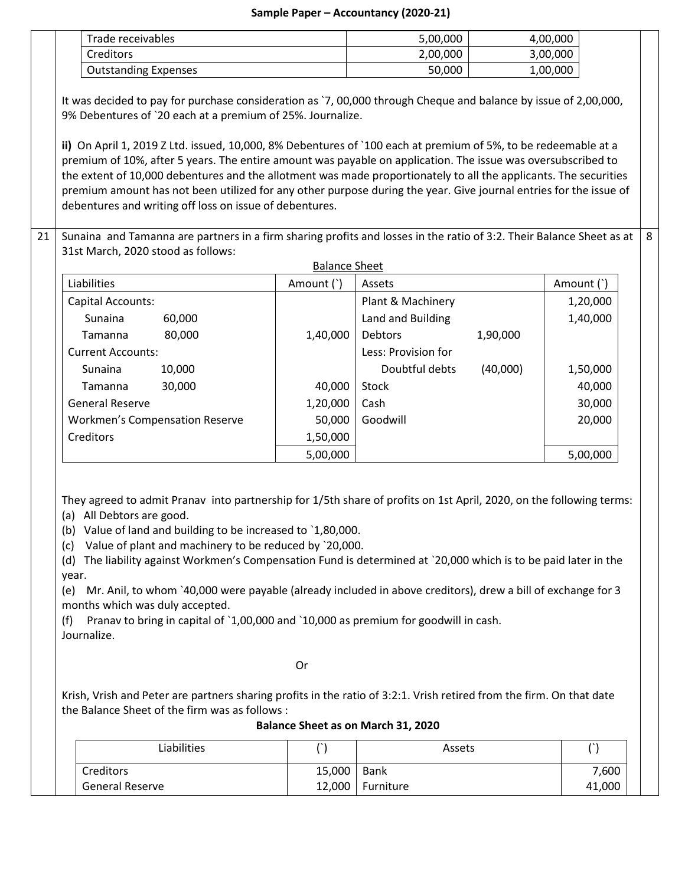| Trade receivables | 5,00,000 | 4,00,000 |
|---|---|---|
| Creditors | 2,00,000 | 3,00,000 |
| Outstanding Expenses | 50,000 | 1,00,000 |

It was decided to pay for purchase consideration as `7, 00,000 through Cheque and balance by issue of 2,00,000, 9% Debentures of `20 each at a premium of 25%. Journalize.

**ii)** On April 1, 2019 Z Ltd. issued, 10,000, 8% Debentures of `100 each at premium of 5%, to be redeemable at a premium of 10%, after 5 years. The entire amount was payable on application. The issue was oversubscribed to the extent of 10,000 debentures and the allotment was made proportionately to all the applicants. The securities premium amount has not been utilized for any other purpose during the year. Give journal entries for the issue of debentures and writing off loss on issue of debentures.

21 Sunaina and Tamanna are partners in a firm sharing profits and losses in the ratio of 3:2. Their Balance Sheet as at 31st March, 2020 stood as follows: **8**

Balance Sheet

| Liabilities | | Amount (`) | Assets | | Amount (`) |
|---|---|---|---|---|---|
| Capital Accounts: | | | Plant & Machinery | | 1,20,000 |
| Sunaina | 60,000 | | Land and Building | | 1,40,000 |
| Tamanna | 80,000 | 1,40,000 | Debtors | 1,90,000 | |
| Current Accounts: | | | Less: Provision for | | |
| Sunaina | 10,000 | | Doubtful debts | (40,000) | 1,50,000 |
| Tamanna | 30,000 | 40,000 | Stock | | 40,000 |
| General Reserve | | 1,20,000 | Cash | | 30,000 |
| Workmen's Compensation Reserve | | 50,000 | Goodwill | | 20,000 |
| Creditors | | 1,50,000 | | | |
| | | 5,00,000 | | | 5,00,000 |

They agreed to admit Pranav into partnership for 1/5th share of profits on 1st April, 2020, on the following terms:

(a) All Debtors are good.
(b) Value of land and building to be increased to `1,80,000.
(c) Value of plant and machinery to be reduced by `20,000.
(d) The liability against Workmen's Compensation Fund is determined at `20,000 which is to be paid later in the year.
(e) Mr. Anil, to whom `40,000 were payable (already included in above creditors), drew a bill of exchange for 3 months which was duly accepted.
(f) Pranav to bring in capital of `1,00,000 and `10,000 as premium for goodwill in cash.

Journalize.

Or

Krish, Vrish and Peter are partners sharing profits in the ratio of 3:2:1. Vrish retired from the firm. On that date the Balance Sheet of the firm was as follows :

**Balance Sheet as on March 31, 2020**

| Liabilities | (`) | Assets | (`) |
|---|---|---|---|
| Creditors | 15,000 | Bank | 7,600 |
| General Reserve | 12,000 | Furniture | 41,000 |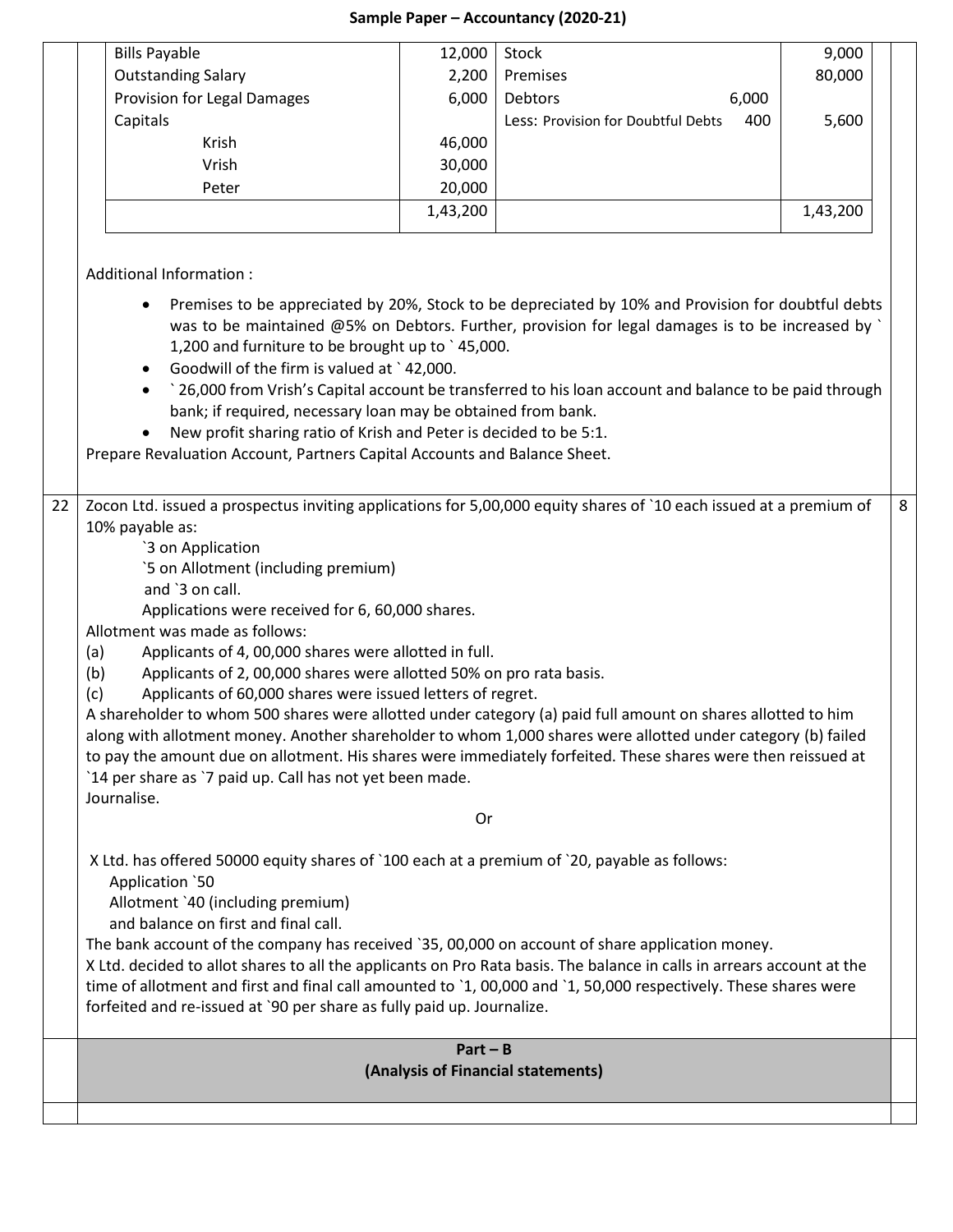| | | | |
|---|---|---|---|
| Bills Payable | 12,000 | Stock | 9,000 |
| Outstanding Salary | 2,200 | Premises | 80,000 |
| Provision for Legal Damages | 6,000 | Debtors 6,000 | |
| Capitals | | Less: Provision for Doubtful Debts 400 | 5,600 |
| Krish | 46,000 | | |
| Vrish | 30,000 | | |
| Peter | 20,000 | | |
| | 1,43,200 | | 1,43,200 |

Additional Information :

- Premises to be appreciated by 20%, Stock to be depreciated by 10% and Provision for doubtful debts was to be maintained @5% on Debtors. Further, provision for legal damages is to be increased by ` 1,200 and furniture to be brought up to ` 45,000.
- Goodwill of the firm is valued at ` 42,000.
- ` 26,000 from Vrish's Capital account be transferred to his loan account and balance to be paid through bank; if required, necessary loan may be obtained from bank.
- New profit sharing ratio of Krish and Peter is decided to be 5:1.

Prepare Revaluation Account, Partners Capital Accounts and Balance Sheet.

**22** Zocon Ltd. issued a prospectus inviting applications for 5,00,000 equity shares of `10 each issued at a premium of 10% payable as: **8**

`3 on Application
`5 on Allotment (including premium)
and `3 on call.

Applications were received for 6, 60,000 shares.

Allotment was made as follows:

(a) Applicants of 4, 00,000 shares were allotted in full.
(b) Applicants of 2, 00,000 shares were allotted 50% on pro rata basis.
(c) Applicants of 60,000 shares were issued letters of regret.

A shareholder to whom 500 shares were allotted under category (a) paid full amount on shares allotted to him along with allotment money. Another shareholder to whom 1,000 shares were allotted under category (b) failed to pay the amount due on allotment. His shares were immediately forfeited. These shares were then reissued at `14 per share as `7 paid up. Call has not yet been made.

Journalise.

Or

X Ltd. has offered 50000 equity shares of `100 each at a premium of `20, payable as follows:

Application `50
Allotment `40 (including premium)
and balance on first and final call.

The bank account of the company has received `35, 00,000 on account of share application money.

X Ltd. decided to allot shares to all the applicants on Pro Rata basis. The balance in calls in arrears account at the time of allotment and first and final call amounted to `1, 00,000 and `1, 50,000 respectively. These shares were forfeited and re-issued at `90 per share as fully paid up. Journalize.

## Part – B
## (Analysis of Financial statements)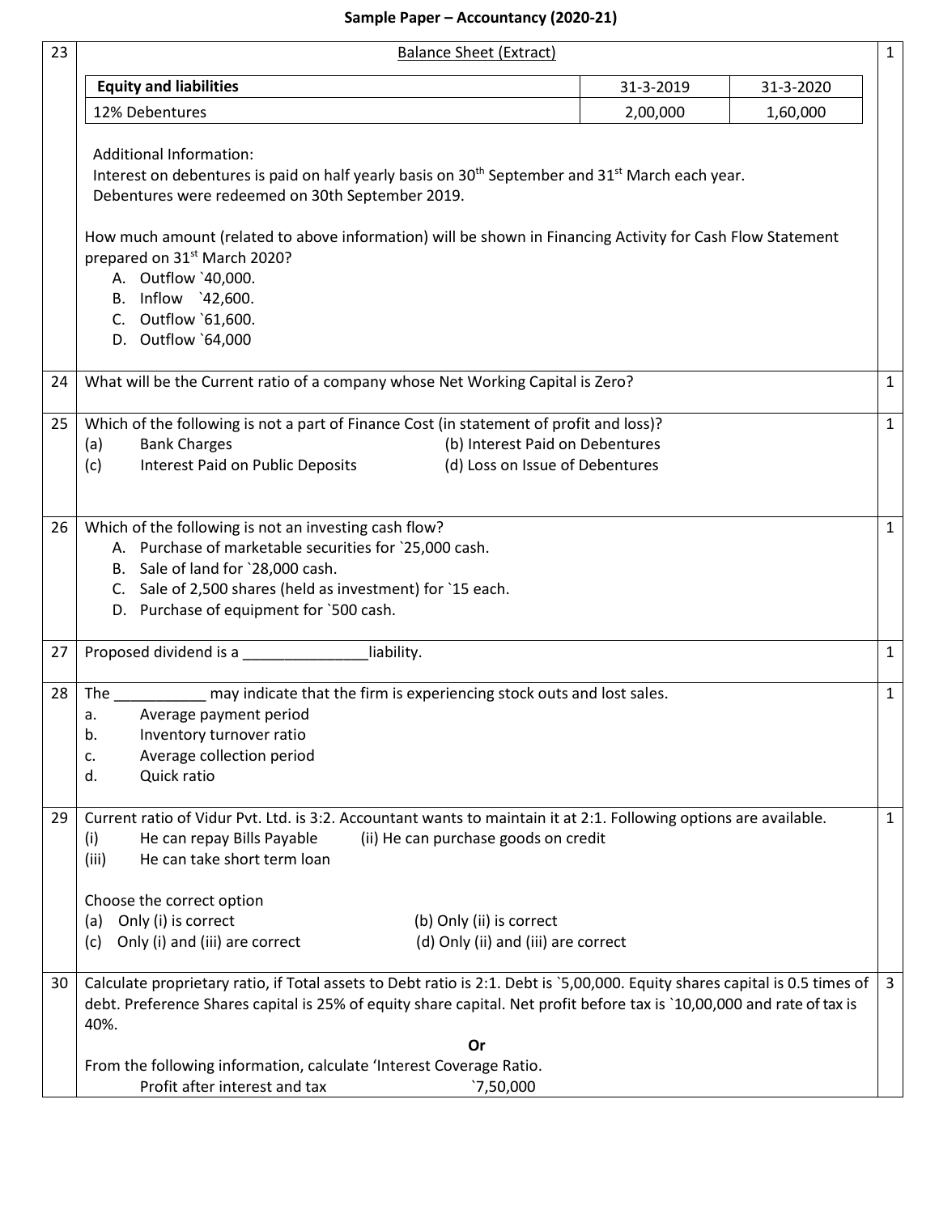## Sample Paper – Accountancy (2020-21)

**23** Balance Sheet (Extract) — (1 mark)

| Equity and liabilities | 31-3-2019 | 31-3-2020 |
|---|---|---|
| 12% Debentures | 2,00,000 | 1,60,000 |

Additional Information:
Interest on debentures is paid on half yearly basis on 30[th] September and 31[st] March each year.
Debentures were redeemed on 30th September 2019.

How much amount (related to above information) will be shown in Financing Activity for Cash Flow Statement prepared on 31[st] March 2020?

A. Outflow `40,000.
B. Inflow `42,600.
C. Outflow `61,600.
D. Outflow `64,000

**24** What will be the Current ratio of a company whose Net Working Capital is Zero? — (1 mark)

**25** Which of the following is not a part of Finance Cost (in statement of profit and loss)? — (1 mark)

(a) Bank Charges
(b) Interest Paid on Debentures
(c) Interest Paid on Public Deposits
(d) Loss on Issue of Debentures

**26** Which of the following is not an investing cash flow? — (1 mark)

A. Purchase of marketable securities for `25,000 cash.
B. Sale of land for `28,000 cash.
C. Sale of 2,500 shares (held as investment) for `15 each.
D. Purchase of equipment for `500 cash.

**27** Proposed dividend is a _______________liability. — (1 mark)

**28** The ___________ may indicate that the firm is experiencing stock outs and lost sales. — (1 mark)

a. Average payment period
b. Inventory turnover ratio
c. Average collection period
d. Quick ratio

**29** Current ratio of Vidur Pvt. Ltd. is 3:2. Accountant wants to maintain it at 2:1. Following options are available. — (1 mark)

(i) He can repay Bills Payable
(ii) He can purchase goods on credit
(iii) He can take short term loan

Choose the correct option

(a) Only (i) is correct
(b) Only (ii) is correct
(c) Only (i) and (iii) are correct
(d) Only (ii) and (iii) are correct

**30** Calculate proprietary ratio, if Total assets to Debt ratio is 2:1. Debt is `5,00,000. Equity shares capital is 0.5 times of debt. Preference Shares capital is 25% of equity share capital. Net profit before tax is `10,00,000 and rate of tax is 40%. — (3 marks)

**Or**

From the following information, calculate 'Interest Coverage Ratio.

Profit after interest and tax `7,50,000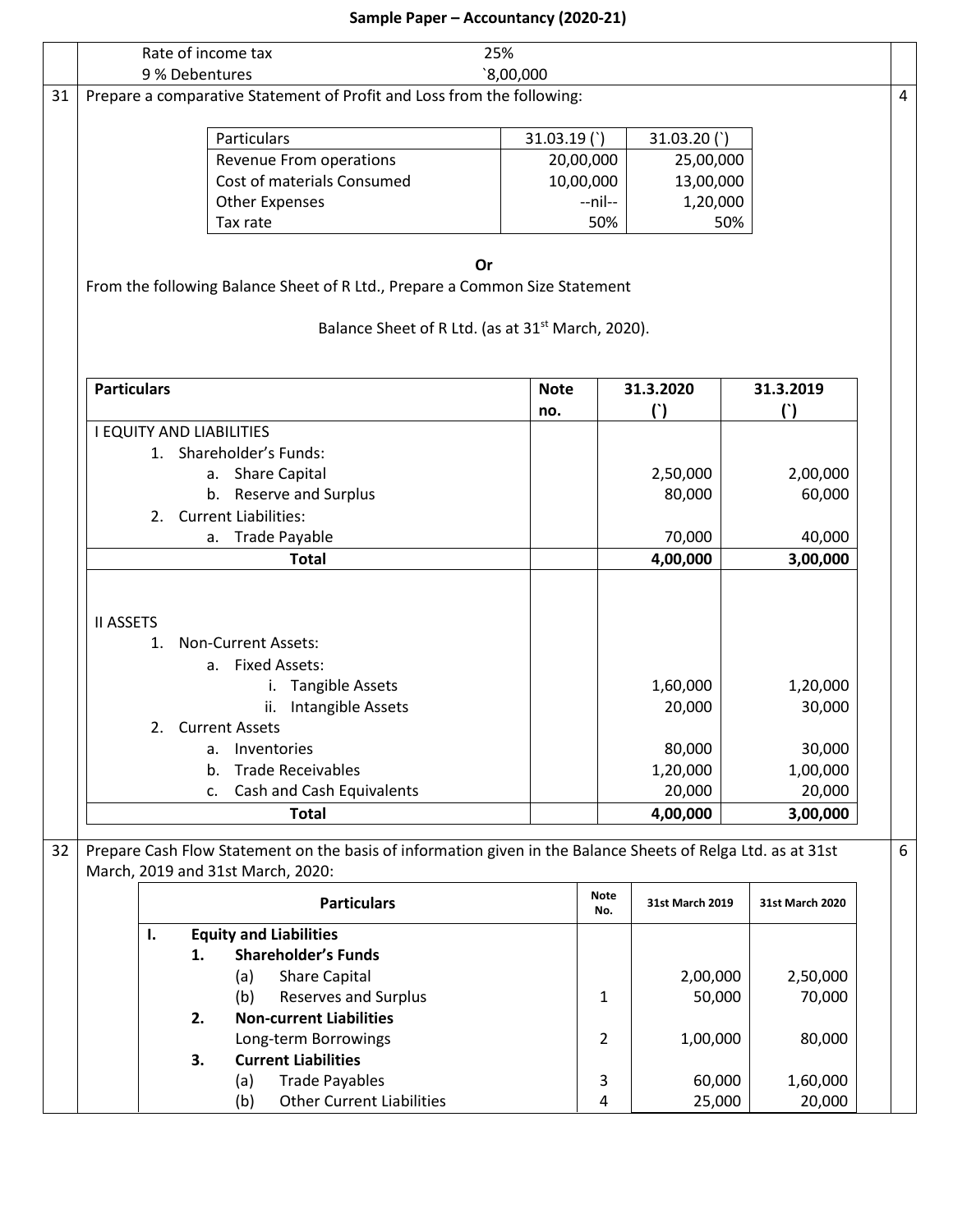| | |
|---|---|
| Rate of income tax | 25% |
| 9 % Debentures | `8,00,000 |

**31** Prepare a comparative Statement of Profit and Loss from the following: **4**

| Particulars | 31.03.19 (`) | 31.03.20 (`) |
|---|---|---|
| Revenue From operations | 20,00,000 | 25,00,000 |
| Cost of materials Consumed | 10,00,000 | 13,00,000 |
| Other Expenses | --nil-- | 1,20,000 |
| Tax rate | 50% | 50% |

**Or**

From the following Balance Sheet of R Ltd., Prepare a Common Size Statement

Balance Sheet of R Ltd. (as at 31st March, 2020).

| Particulars | Note no. | 31.3.2020 (`) | 31.3.2019 (`) |
|---|---|---|---|
| I EQUITY AND LIABILITIES | | | |
| 1. Shareholder's Funds: | | | |
| a. Share Capital | | 2,50,000 | 2,00,000 |
| b. Reserve and Surplus | | 80,000 | 60,000 |
| 2. Current Liabilities: | | | |
| a. Trade Payable | | 70,000 | 40,000 |
| **Total** | | **4,00,000** | **3,00,000** |
| II ASSETS | | | |
| 1. Non-Current Assets: | | | |
| a. Fixed Assets: | | | |
| i. Tangible Assets | | 1,60,000 | 1,20,000 |
| ii. Intangible Assets | | 20,000 | 30,000 |
| 2. Current Assets | | | |
| a. Inventories | | 80,000 | 30,000 |
| b. Trade Receivables | | 1,20,000 | 1,00,000 |
| c. Cash and Cash Equivalents | | 20,000 | 20,000 |
| **Total** | | **4,00,000** | **3,00,000** |

**32** Prepare Cash Flow Statement on the basis of information given in the Balance Sheets of Relga Ltd. as at 31st March, 2019 and 31st March, 2020: **6**

| Particulars | Note No. | 31st March 2019 | 31st March 2020 |
|---|---|---|---|
| **I. Equity and Liabilities** | | | |
| **1. Shareholder's Funds** | | | |
| (a) Share Capital | | 2,00,000 | 2,50,000 |
| (b) Reserves and Surplus | 1 | 50,000 | 70,000 |
| **2. Non-current Liabilities** | | | |
| Long-term Borrowings | 2 | 1,00,000 | 80,000 |
| **3. Current Liabilities** | | | |
| (a) Trade Payables | 3 | 60,000 | 1,60,000 |
| (b) Other Current Liabilities | 4 | 25,000 | 20,000 |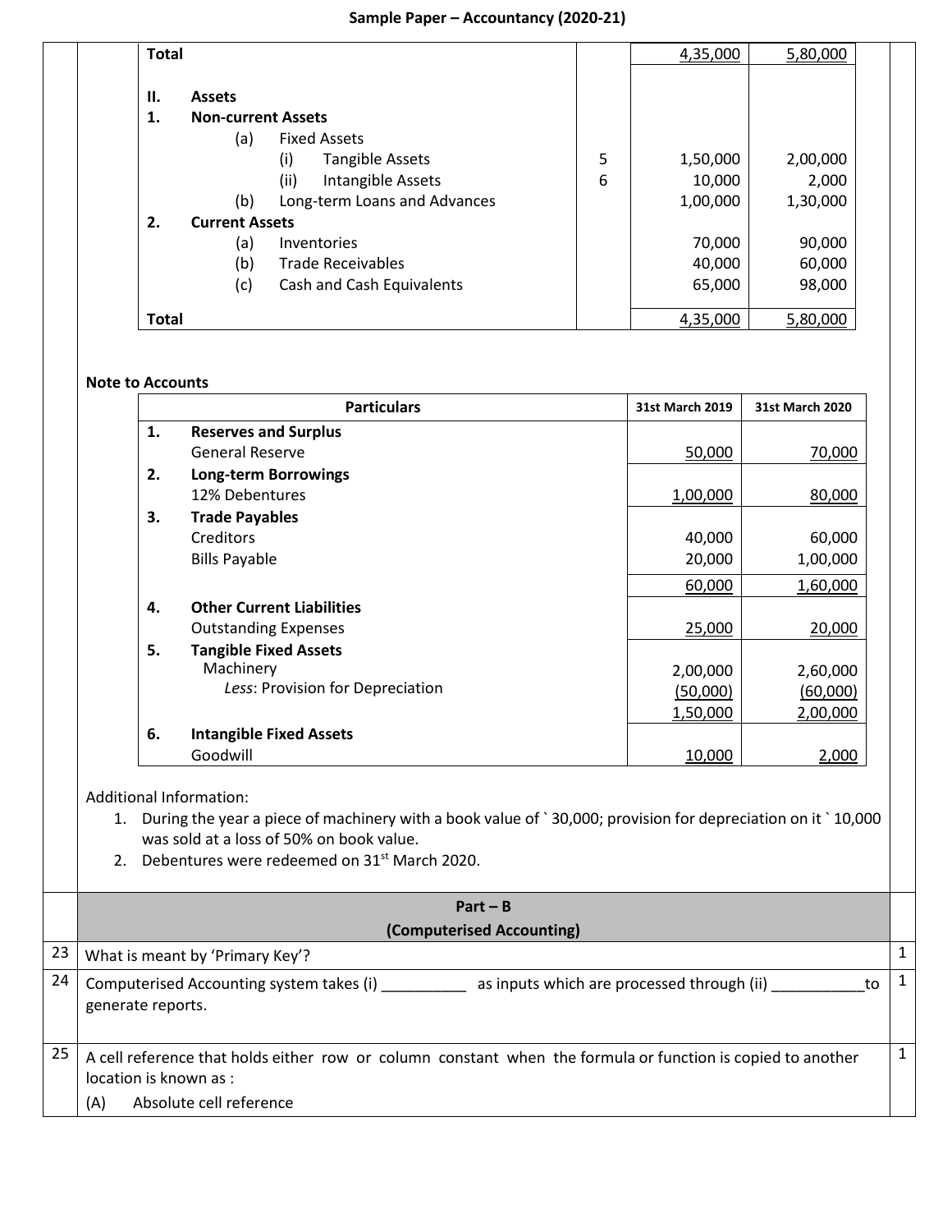| Particulars | Note No. | 31st March 2019 | 31st March 2020 |
|---|---|---|---|
| **Total** | | 4,35,000 | 5,80,000 |
| **II. Assets** | | | |
| **1. Non-current Assets** | | | |
| (a) Fixed Assets | | | |
| (i) Tangible Assets | 5 | 1,50,000 | 2,00,000 |
| (ii) Intangible Assets | 6 | 10,000 | 2,000 |
| (b) Long-term Loans and Advances | | 1,00,000 | 1,30,000 |
| **2. Current Assets** | | | |
| (a) Inventories | | 70,000 | 90,000 |
| (b) Trade Receivables | | 40,000 | 60,000 |
| (c) Cash and Cash Equivalents | | 65,000 | 98,000 |
| **Total** | | 4,35,000 | 5,80,000 |

**Note to Accounts**

| | Particulars | 31st March 2019 | 31st March 2020 |
|---|---|---|---|
| 1. | **Reserves and Surplus** | | |
| | General Reserve | 50,000 | 70,000 |
| 2. | **Long-term Borrowings** | | |
| | 12% Debentures | 1,00,000 | 80,000 |
| 3. | **Trade Payables** | | |
| | Creditors | 40,000 | 60,000 |
| | Bills Payable | 20,000 | 1,00,000 |
| | | 60,000 | 1,60,000 |
| 4. | **Other Current Liabilities** | | |
| | Outstanding Expenses | 25,000 | 20,000 |
| 5. | **Tangible Fixed Assets** | | |
| | Machinery | 2,00,000 | 2,60,000 |
| | *Less*: Provision for Depreciation | (50,000) | (60,000) |
| | | 1,50,000 | 2,00,000 |
| 6. | **Intangible Fixed Assets** | | |
| | Goodwill | 10,000 | 2,000 |

Additional Information:

1. During the year a piece of machinery with a book value of ` 30,000; provision for depreciation on it ` 10,000 was sold at a loss of 50% on book value.
2. Debentures were redeemed on 31st March 2020.

## Part – B
### (Computerised Accounting)

**23** What is meant by 'Primary Key'? **1**

**24** Computerised Accounting system takes (i) __________ as inputs which are processed through (ii) ___________ to generate reports. **1**

**25** A cell reference that holds either row or column constant when the formula or function is copied to another location is known as : **1**

(A) Absolute cell reference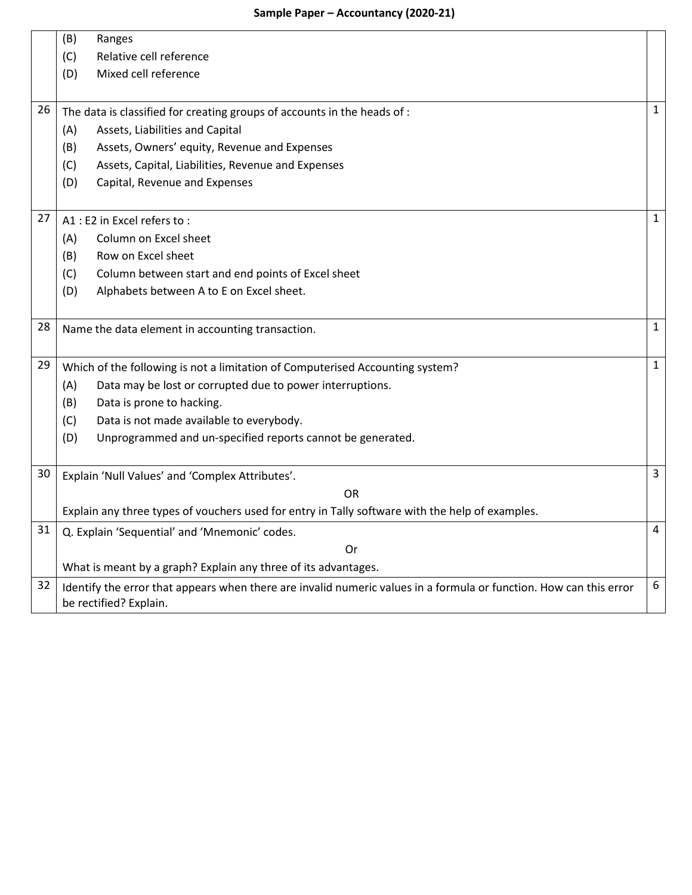| | | |
|---|---|---|
| | (B) Ranges<br>(C) Relative cell reference<br>(D) Mixed cell reference | |
| 26 | The data is classified for creating groups of accounts in the heads of :<br>(A) Assets, Liabilities and Capital<br>(B) Assets, Owners' equity, Revenue and Expenses<br>(C) Assets, Capital, Liabilities, Revenue and Expenses<br>(D) Capital, Revenue and Expenses | 1 |
| 27 | A1 : E2 in Excel refers to :<br>(A) Column on Excel sheet<br>(B) Row on Excel sheet<br>(C) Column between start and end points of Excel sheet<br>(D) Alphabets between A to E on Excel sheet. | 1 |
| 28 | Name the data element in accounting transaction. | 1 |
| 29 | Which of the following is not a limitation of Computerised Accounting system?<br>(A) Data may be lost or corrupted due to power interruptions.<br>(B) Data is prone to hacking.<br>(C) Data is not made available to everybody.<br>(D) Unprogrammed and un-specified reports cannot be generated. | 1 |
| 30 | Explain 'Null Values' and 'Complex Attributes'.<br>OR<br>Explain any three types of vouchers used for entry in Tally software with the help of examples. | 3 |
| 31 | Q. Explain 'Sequential' and 'Mnemonic' codes.<br>Or<br>What is meant by a graph? Explain any three of its advantages. | 4 |
| 32 | Identify the error that appears when there are invalid numeric values in a formula or function. How can this error be rectified? Explain. | 6 |